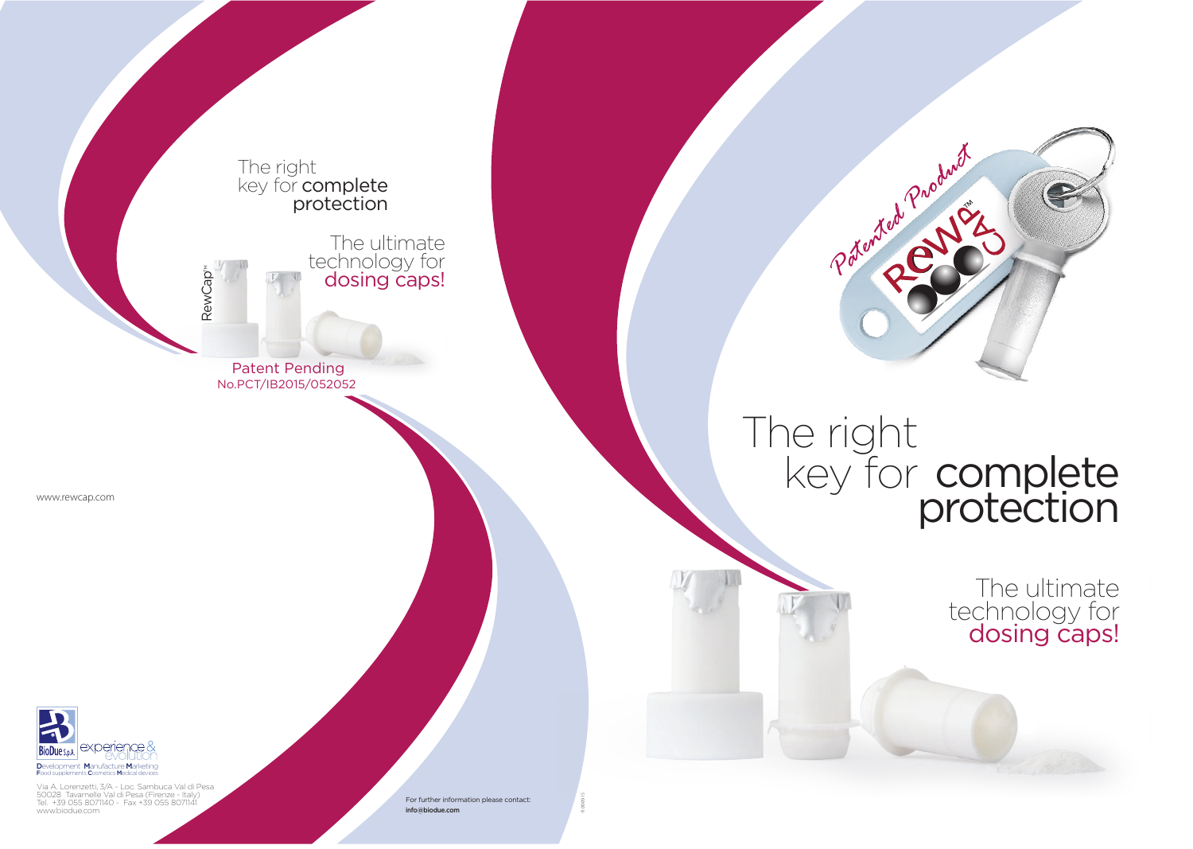The right key for **complete protection**

The ultimate technology for dosing caps!

RewCap™

Patent Pending
No.PCT/IB2015/052052

www.rewcap.com

BioDue S.p.A. experience & evolution
**D**evelopment **M**anufacture **M**arketing
**F**ood supplements **C**osmetics **M**edical devices

Via A. Lorenzetti, 3/A - Loc. Sambuca Val di Pesa
50028 Tavarnelle Val di Pesa (Firenze - Italy)
Tel. +39 055 8071140 - Fax +39 055 8071141
www.biodue.com

For further information please contact:
**info@biodue.com**

Patented Product

REWCAP™

# The right key for complete protection

## The ultimate technology for dosing caps!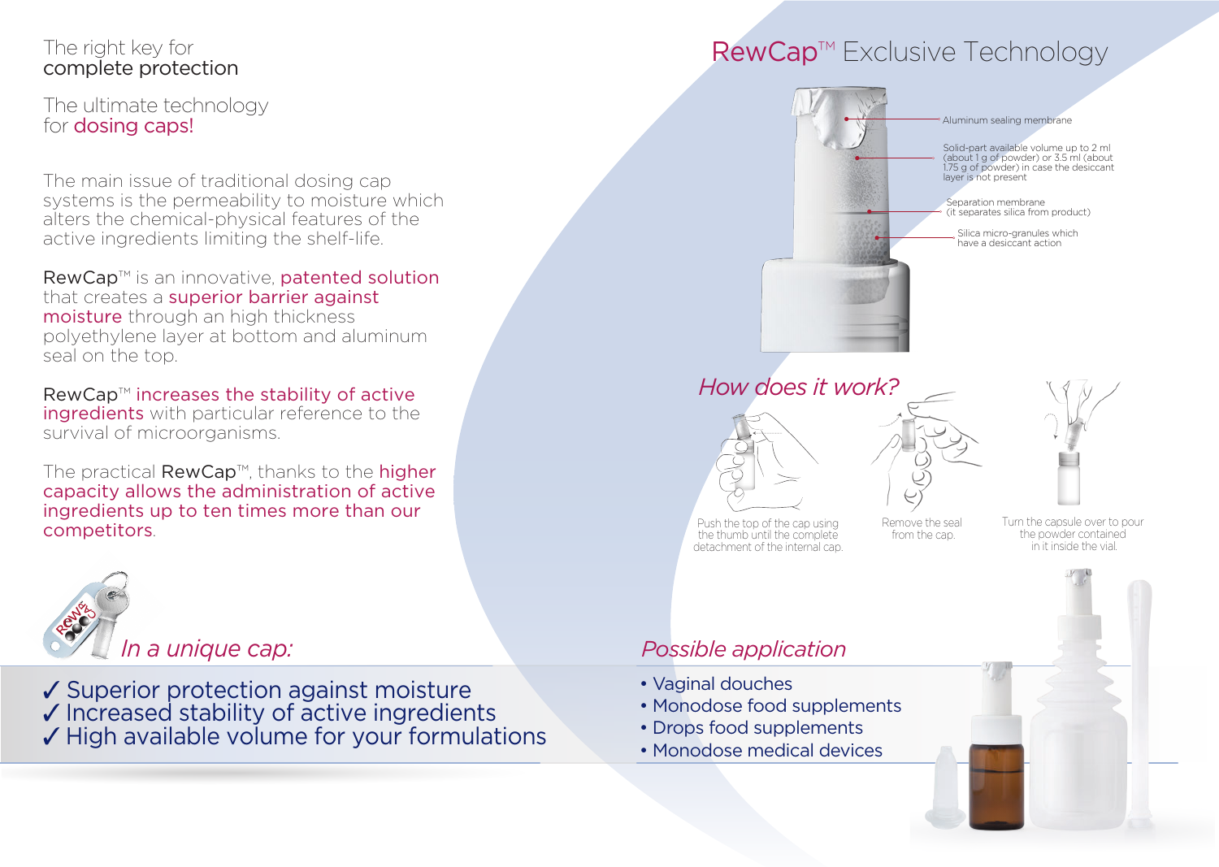The right key for
complete protection

## The ultimate technology for dosing caps!

The main issue of traditional dosing cap systems is the permeability to moisture which alters the chemical-physical features of the active ingredients limiting the shelf-life.

RewCap™ is an innovative, patented solution that creates a superior barrier against moisture through an high thickness polyethylene layer at bottom and aluminum seal on the top.

RewCap™ increases the stability of active ingredients with particular reference to the survival of microorganisms.

The practical RewCap™, thanks to the higher capacity allows the administration of active ingredients up to ten times more than our competitors.

## *In a unique cap:*

✓ Superior protection against moisture
✓ Increased stability of active ingredients
✓ High available volume for your formulations

# RewCap™ Exclusive Technology

Aluminum sealing membrane

Solid-part available volume up to 2 ml (about 1 g of powder) or 3.5 ml (about 1.75 g of powder) in case the desiccant layer is not present

Separation membrane (it separates silica from product)

Silica micro-granules which have a desiccant action

## *How does it work?*

Push the top of the cap using the thumb until the complete detachment of the internal cap.

Remove the seal from the cap.

Turn the capsule over to pour the powder contained in it inside the vial.

## *Possible application*

- Vaginal douches
- Monodose food supplements
- Drops food supplements
- Monodose medical devices